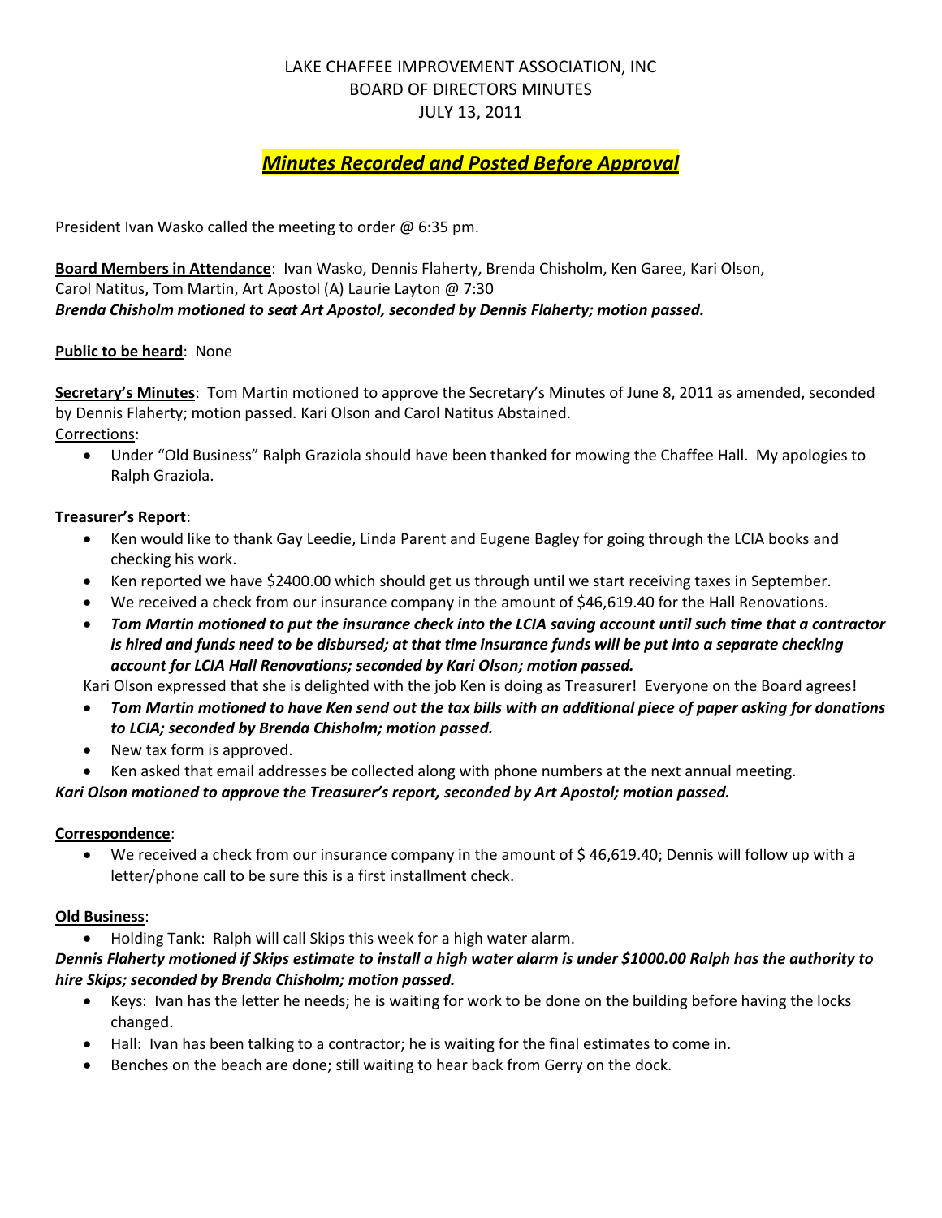# LAKE CHAFFEE IMPROVEMENT ASSOCIATION, INC
## BOARD OF DIRECTORS MINUTES
## JULY 13, 2011

***Minutes Recorded and Posted Before Approval***

President Ivan Wasko called the meeting to order @ 6:35 pm.

**Board Members in Attendance**: Ivan Wasko, Dennis Flaherty, Brenda Chisholm, Ken Garee, Kari Olson, Carol Natitus, Tom Martin, Art Apostol (A) Laurie Layton @ 7:30
***Brenda Chisholm motioned to seat Art Apostol, seconded by Dennis Flaherty; motion passed.***

**Public to be heard**: None

**Secretary's Minutes**: Tom Martin motioned to approve the Secretary's Minutes of June 8, 2011 as amended, seconded by Dennis Flaherty; motion passed. Kari Olson and Carol Natitus Abstained.
Corrections:

- Under "Old Business" Ralph Graziola should have been thanked for mowing the Chaffee Hall. My apologies to Ralph Graziola.

**Treasurer's Report**:

- Ken would like to thank Gay Leedie, Linda Parent and Eugene Bagley for going through the LCIA books and checking his work.
- Ken reported we have $2400.00 which should get us through until we start receiving taxes in September.
- We received a check from our insurance company in the amount of $46,619.40 for the Hall Renovations.
- ***Tom Martin motioned to put the insurance check into the LCIA saving account until such time that a contractor is hired and funds need to be disbursed; at that time insurance funds will be put into a separate checking account for LCIA Hall Renovations; seconded by Kari Olson; motion passed.***

Kari Olson expressed that she is delighted with the job Ken is doing as Treasurer! Everyone on the Board agrees!

- ***Tom Martin motioned to have Ken send out the tax bills with an additional piece of paper asking for donations to LCIA; seconded by Brenda Chisholm; motion passed.***
- New tax form is approved.
- Ken asked that email addresses be collected along with phone numbers at the next annual meeting.

***Kari Olson motioned to approve the Treasurer's report, seconded by Art Apostol; motion passed.***

**Correspondence**:

- We received a check from our insurance company in the amount of $ 46,619.40; Dennis will follow up with a letter/phone call to be sure this is a first installment check.

**Old Business**:

- Holding Tank: Ralph will call Skips this week for a high water alarm.

***Dennis Flaherty motioned if Skips estimate to install a high water alarm is under $1000.00 Ralph has the authority to hire Skips; seconded by Brenda Chisholm; motion passed.***

- Keys: Ivan has the letter he needs; he is waiting for work to be done on the building before having the locks changed.
- Hall: Ivan has been talking to a contractor; he is waiting for the final estimates to come in.
- Benches on the beach are done; still waiting to hear back from Gerry on the dock.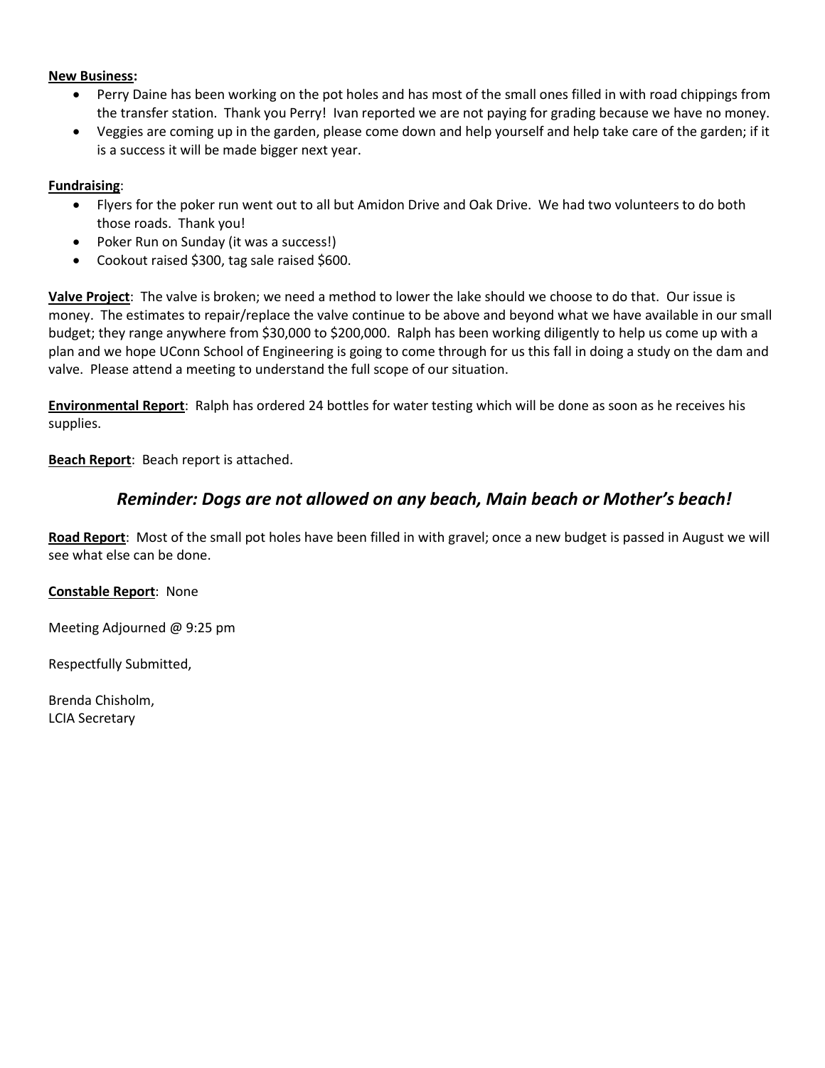**New Business:**

- Perry Daine has been working on the pot holes and has most of the small ones filled in with road chippings from the transfer station. Thank you Perry! Ivan reported we are not paying for grading because we have no money.
- Veggies are coming up in the garden, please come down and help yourself and help take care of the garden; if it is a success it will be made bigger next year.

**Fundraising**:

- Flyers for the poker run went out to all but Amidon Drive and Oak Drive. We had two volunteers to do both those roads. Thank you!
- Poker Run on Sunday (it was a success!)
- Cookout raised $300, tag sale raised $600.

**Valve Project**: The valve is broken; we need a method to lower the lake should we choose to do that. Our issue is money. The estimates to repair/replace the valve continue to be above and beyond what we have available in our small budget; they range anywhere from $30,000 to $200,000. Ralph has been working diligently to help us come up with a plan and we hope UConn School of Engineering is going to come through for us this fall in doing a study on the dam and valve. Please attend a meeting to understand the full scope of our situation.

**Environmental Report**: Ralph has ordered 24 bottles for water testing which will be done as soon as he receives his supplies.

**Beach Report**: Beach report is attached.

### *Reminder: Dogs are not allowed on any beach, Main beach or Mother's beach!*

**Road Report**: Most of the small pot holes have been filled in with gravel; once a new budget is passed in August we will see what else can be done.

**Constable Report**: None

Meeting Adjourned @ 9:25 pm

Respectfully Submitted,

Brenda Chisholm,
LCIA Secretary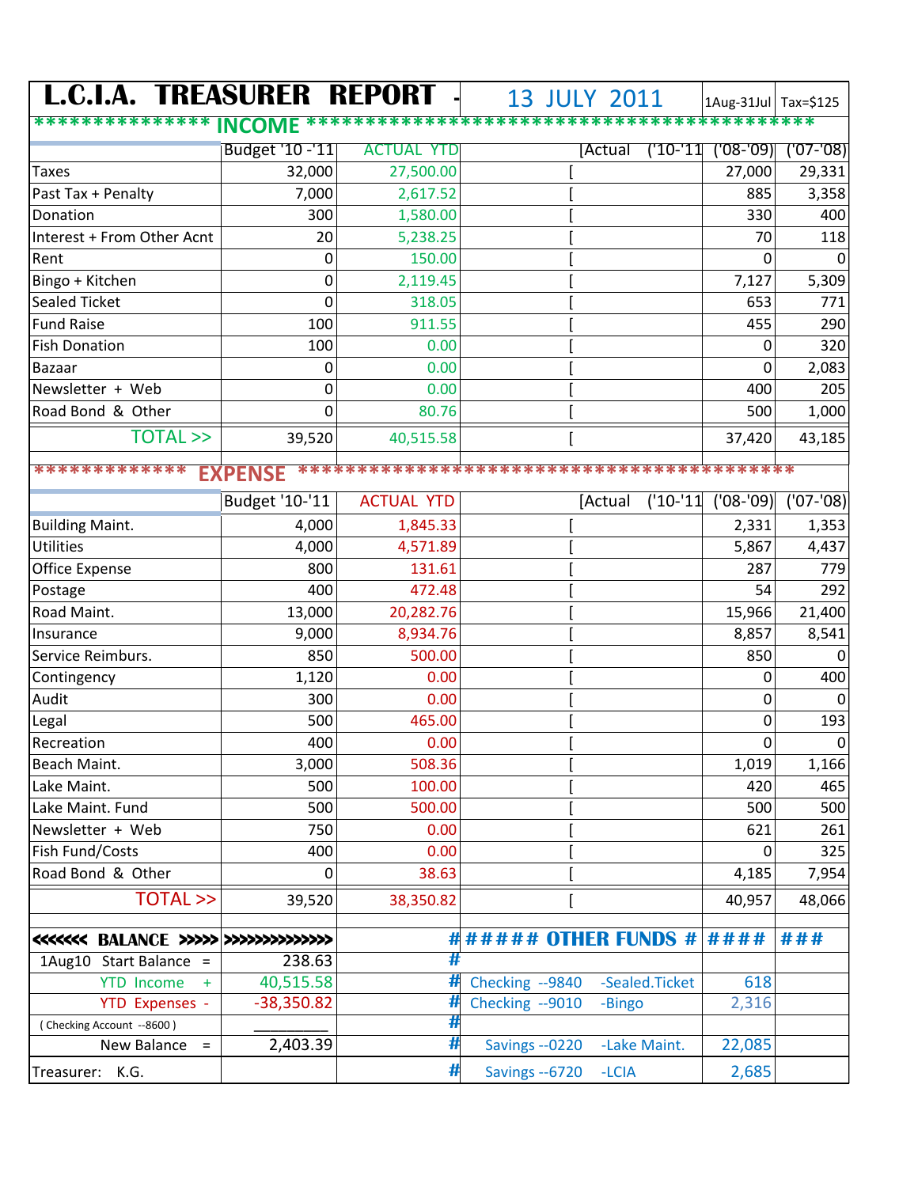# L.C.I.A. TREASURER REPORT - 13 JULY 2011

1Aug-31Jul | Tax=$125

## *************** INCOME *********************************************

| | Budget '10 -'11 | ACTUAL YTD | [Actual ('10-'11 | ('08-'09) | ('07-'08) |
|---|---|---|---|---|---|
| Taxes | 32,000 | 27,500.00 | [ | 27,000 | 29,331 |
| Past Tax + Penalty | 7,000 | 2,617.52 | [ | 885 | 3,358 |
| Donation | 300 | 1,580.00 | [ | 330 | 400 |
| Interest + From Other Acnt | 20 | 5,238.25 | [ | 70 | 118 |
| Rent | 0 | 150.00 | [ | 0 | 0 |
| Bingo + Kitchen | 0 | 2,119.45 | [ | 7,127 | 5,309 |
| Sealed Ticket | 0 | 318.05 | [ | 653 | 771 |
| Fund Raise | 100 | 911.55 | [ | 455 | 290 |
| Fish Donation | 100 | 0.00 | [ | 0 | 320 |
| Bazaar | 0 | 0.00 | [ | 0 | 2,083 |
| Newsletter + Web | 0 | 0.00 | [ | 400 | 205 |
| Road Bond & Other | 0 | 80.76 | [ | 500 | 1,000 |
| TOTAL >> | 39,520 | 40,515.58 | [ | 37,420 | 43,185 |

## ************* EXPENSE ******************************************

| | Budget '10-'11 | ACTUAL YTD | [Actual ('10-'11 | ('08-'09) | ('07-'08) |
|---|---|---|---|---|---|
| Building Maint. | 4,000 | 1,845.33 | [ | 2,331 | 1,353 |
| Utilities | 4,000 | 4,571.89 | [ | 5,867 | 4,437 |
| Office Expense | 800 | 131.61 | [ | 287 | 779 |
| Postage | 400 | 472.48 | [ | 54 | 292 |
| Road Maint. | 13,000 | 20,282.76 | [ | 15,966 | 21,400 |
| Insurance | 9,000 | 8,934.76 | [ | 8,857 | 8,541 |
| Service Reimburs. | 850 | 500.00 | [ | 850 | 0 |
| Contingency | 1,120 | 0.00 | [ | 0 | 400 |
| Audit | 300 | 0.00 | [ | 0 | 0 |
| Legal | 500 | 465.00 | [ | 0 | 193 |
| Recreation | 400 | 0.00 | [ | 0 | 0 |
| Beach Maint. | 3,000 | 508.36 | [ | 1,019 | 1,166 |
| Lake Maint. | 500 | 100.00 | [ | 420 | 465 |
| Lake Maint. Fund | 500 | 500.00 | [ | 500 | 500 |
| Newsletter + Web | 750 | 0.00 | [ | 621 | 261 |
| Fish Fund/Costs | 400 | 0.00 | [ | 0 | 325 |
| Road Bond & Other | 0 | 38.63 | [ | 4,185 | 7,954 |
| TOTAL >> | 39,520 | 38,350.82 | [ | 40,957 | 48,066 |

| <<<<<<< BALANCE >>>>> | >>>>>>>>>>>>>> | ###### OTHER FUNDS # | #### | ### |
|---|---|---|---|---|
| 1Aug10 Start Balance = | 238.63 | # | | |
| YTD Income + | 40,515.58 | # Checking --9840 -Sealed.Ticket | 618 | |
| YTD Expenses - | -38,350.82 | # Checking --9010 -Bingo | 2,316 | |
| ( Checking Account --8600 ) | _________ | # | | |
| New Balance = | 2,403.39 | # Savings --0220 -Lake Maint. | 22,085 | |
| Treasurer: K.G. | | # Savings --6720 -LCIA | 2,685 | |